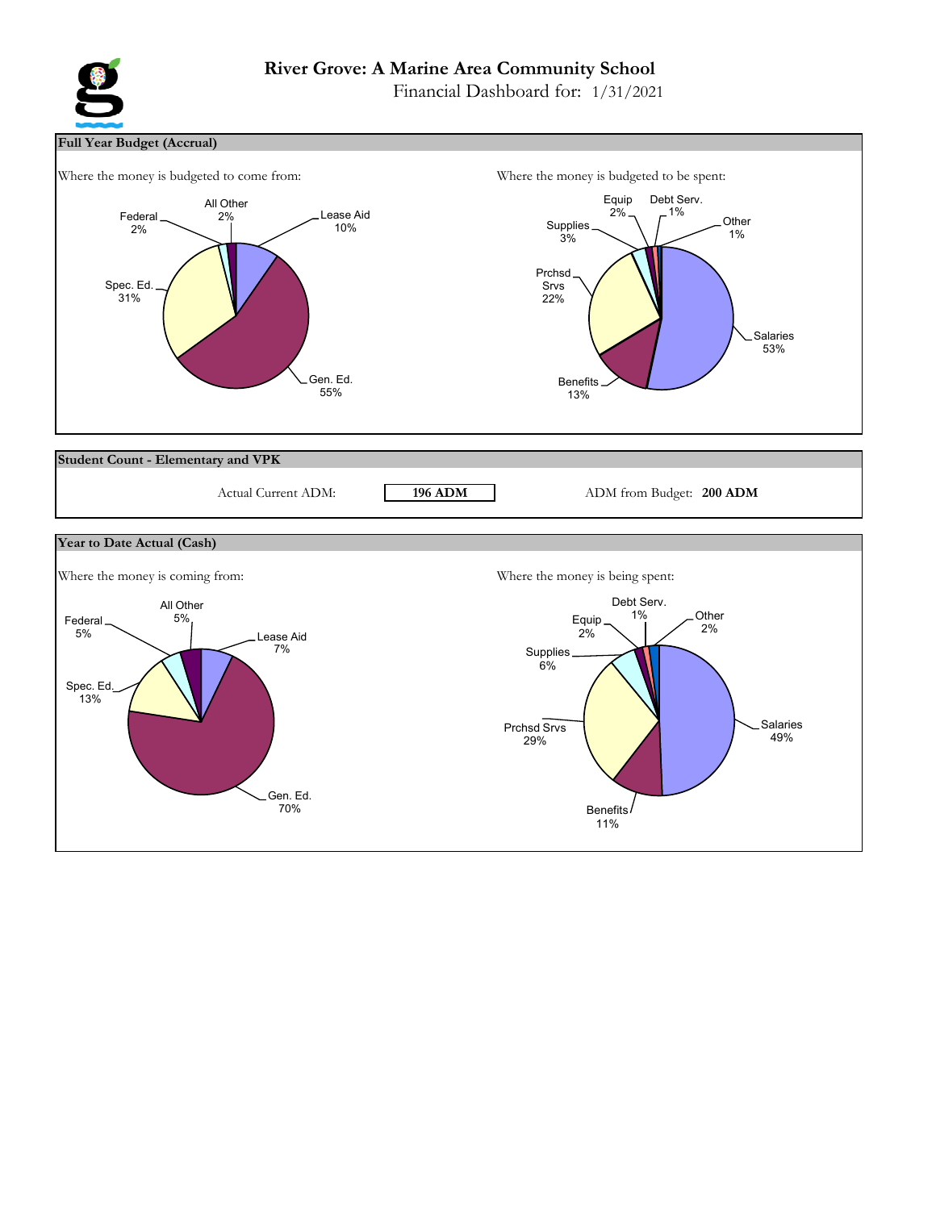# River Grove: A Marine Area Community School

Financial Dashboard for: 1/31/2021

## Full Year Budget (Accrual)

Where the money is budgeted to come from:

| Source | Percent |
|---|---|
| Lease Aid | 10% |
| Gen. Ed. | 55% |
| Spec. Ed. | 31% |
| Federal | 2% |
| All Other | 2% |

Where the money is budgeted to be spent:

| Category | Percent |
|---|---|
| Salaries | 53% |
| Benefits | 13% |
| Prchsd Srvs | 22% |
| Supplies | 3% |
| Equip | 2% |
| Debt Serv. | 1% |
| Other | 1% |

## Student Count - Elementary and VPK

Actual Current ADM: **196 ADM**

ADM from Budget: **200 ADM**

## Year to Date Actual (Cash)

Where the money is coming from:

| Source | Percent |
|---|---|
| Lease Aid | 7% |
| Gen. Ed. | 70% |
| Spec. Ed. | 13% |
| Federal | 5% |
| All Other | 5% |

Where the money is being spent:

| Category | Percent |
|---|---|
| Salaries | 49% |
| Benefits | 11% |
| Prchsd Srvs | 29% |
| Supplies | 6% |
| Equip | 2% |
| Debt Serv. | 1% |
| Other | 2% |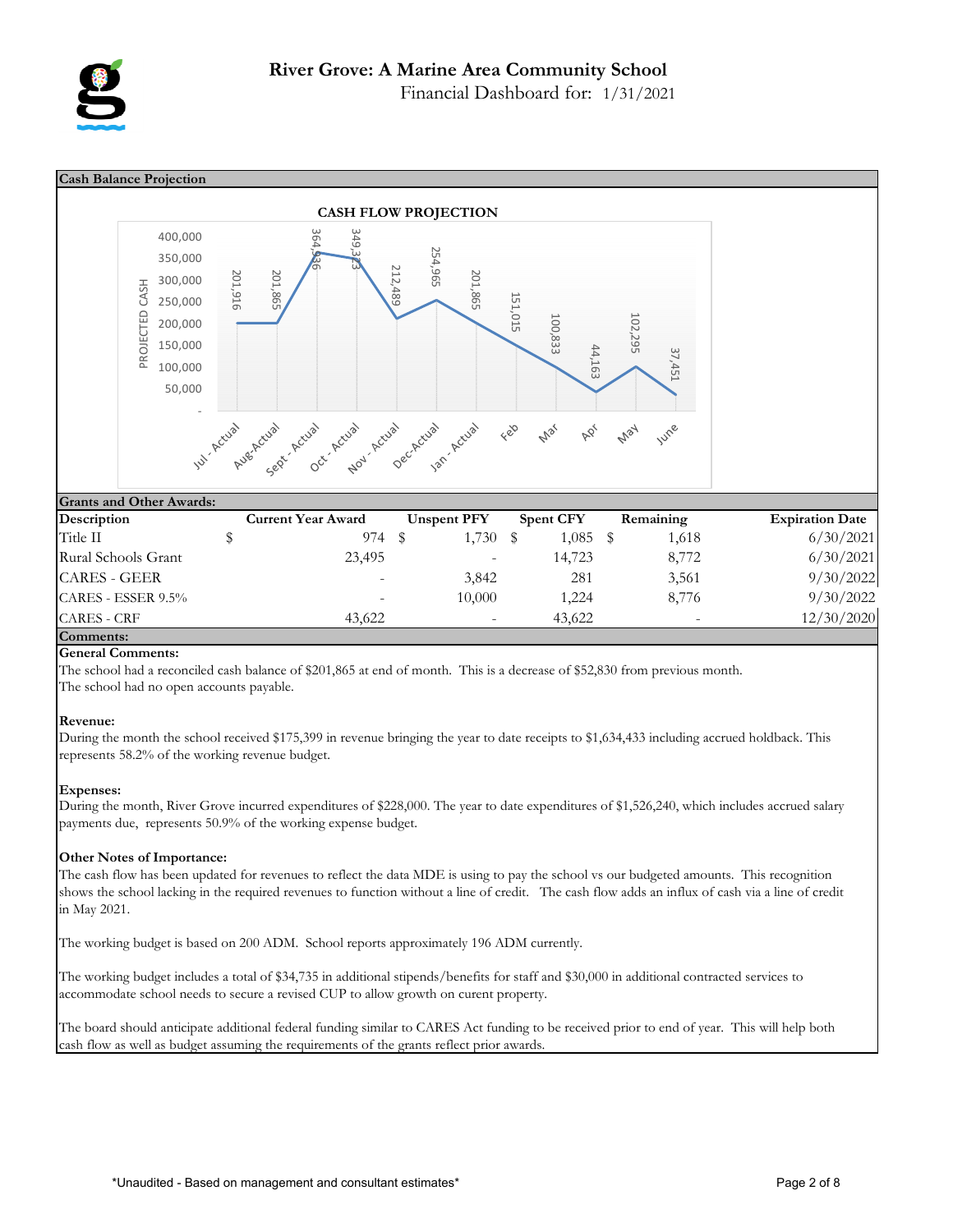# River Grove: A Marine Area Community School

Financial Dashboard for: 1/31/2021

## Cash Balance Projection

**CASH FLOW PROJECTION**

| Month | Projected Cash |
|---|---|
| Jul - Actual | 201,916 |
| Aug-Actual | 201,865 |
| Sept - Actual | 364,936 |
| Oct - Actual | 349,323 |
| Nov - Actual | 212,489 |
| Dec-Actual | 254,965 |
| Jan - Actual | 201,865 |
| Feb | 151,015 |
| Mar | 100,833 |
| Apr | 44,163 |
| May | 102,295 |
| June | 37,451 |

## Grants and Other Awards:

| Description | Current Year Award | Unspent PFY | Spent CFY | Remaining | Expiration Date |
|---|---|---|---|---|---|
| Title II | $ 974 | $ 1,730 | $ 1,085 | $ 1,618 | 6/30/2021 |
| Rural Schools Grant | 23,495 | - | 14,723 | 8,772 | 6/30/2021 |
| CARES - GEER | - | 3,842 | 281 | 3,561 | 9/30/2022 |
| CARES - ESSER 9.5% | - | 10,000 | 1,224 | 8,776 | 9/30/2022 |
| CARES - CRF | 43,622 | - | 43,622 | - | 12/30/2020 |

## Comments:

**General Comments:**

The school had a reconciled cash balance of $201,865 at end of month. This is a decrease of $52,830 from previous month.
The school had no open accounts payable.

**Revenue:**

During the month the school received $175,399 in revenue bringing the year to date receipts to $1,634,433 including accrued holdback. This represents 58.2% of the working revenue budget.

**Expenses:**

During the month, River Grove incurred expenditures of $228,000. The year to date expenditures of $1,526,240, which includes accrued salary payments due, represents 50.9% of the working expense budget.

**Other Notes of Importance:**

The cash flow has been updated for revenues to reflect the data MDE is using to pay the school vs our budgeted amounts. This recognition shows the school lacking in the required revenues to function without a line of credit. The cash flow adds an influx of cash via a line of credit in May 2021.

The working budget is based on 200 ADM. School reports approximately 196 ADM currently.

The working budget includes a total of $34,735 in additional stipends/benefits for staff and $30,000 in additional contracted services to accommodate school needs to secure a revised CUP to allow growth on curent property.

The board should anticipate additional federal funding similar to CARES Act funding to be received prior to end of year. This will help both cash flow as well as budget assuming the requirements of the grants reflect prior awards.

*Unaudited - Based on management and consultant estimates*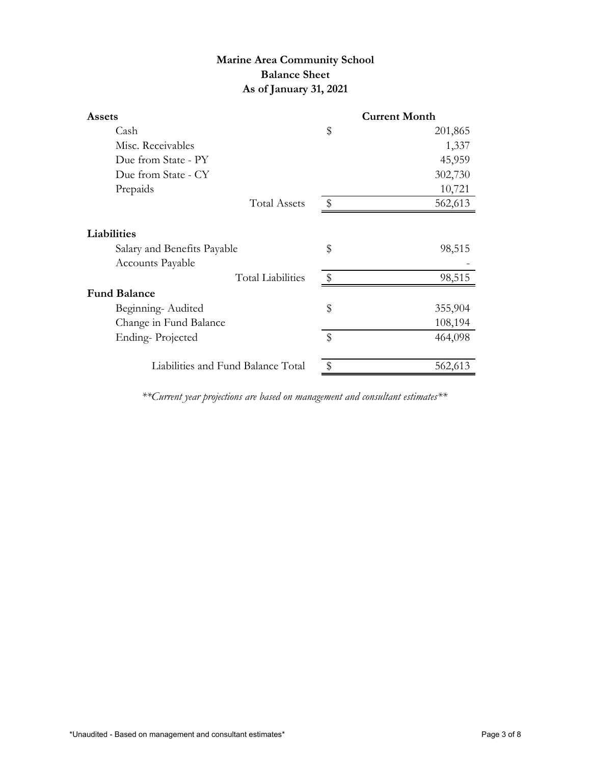# Marine Area Community School
## Balance Sheet
### As of January 31, 2021

| Assets | | Current Month |
|---|---|---|
| Cash | $ | 201,865 |
| Misc. Receivables | | 1,337 |
| Due from State - PY | | 45,959 |
| Due from State - CY | | 302,730 |
| Prepaids | | 10,721 |
| Total Assets | $ | 562,613 |
| | | |
| **Liabilities** | | |
| Salary and Benefits Payable | $ | 98,515 |
| Accounts Payable | | - |
| Total Liabilities | $ | 98,515 |
| **Fund Balance** | | |
| Beginning- Audited | $ | 355,904 |
| Change in Fund Balance | | 108,194 |
| Ending- Projected | $ | 464,098 |
| | | |
| Liabilities and Fund Balance Total | $ | 562,613 |

*\*\*Current year projections are based on management and consultant estimates\*\**

\*Unaudited - Based on management and consultant estimates\*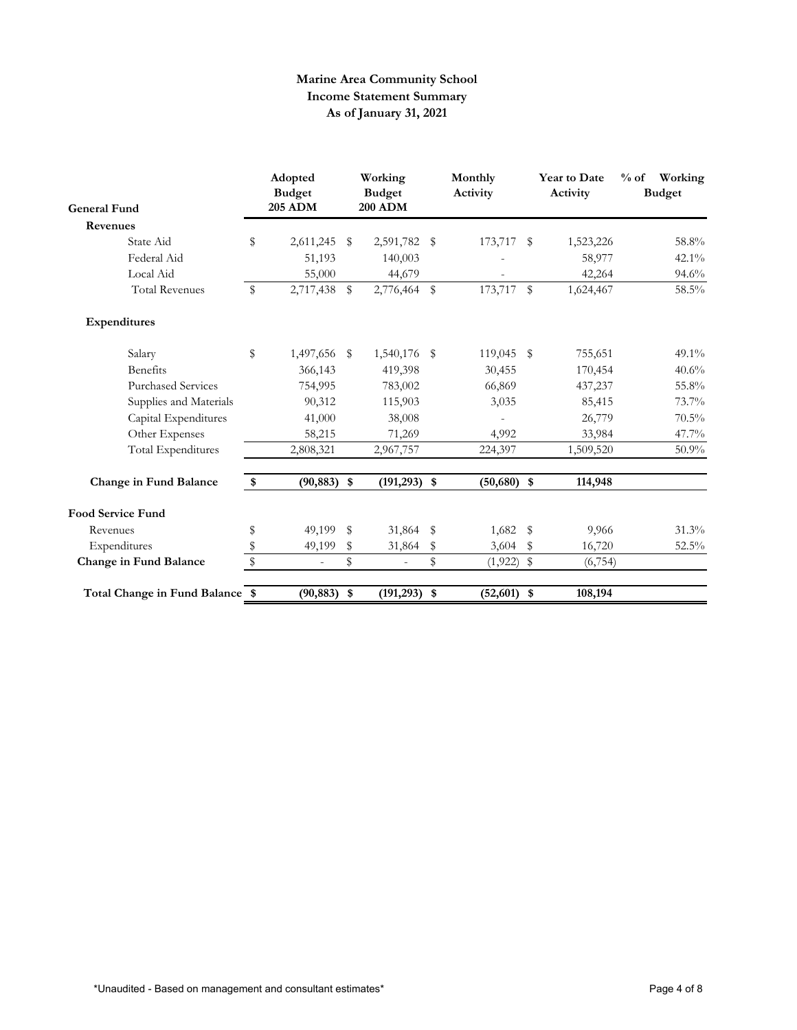**Marine Area Community School**
**Income Statement Summary**
**As of January 31, 2021**

| General Fund | Adopted Budget 205 ADM | Working Budget 200 ADM | Monthly Activity | Year to Date Activity | % of Working Budget |
|---|---|---|---|---|---|
| **Revenues** | | | | | |
| State Aid | $ 2,611,245 | $ 2,591,782 | $ 173,717 | $ 1,523,226 | 58.8% |
| Federal Aid | 51,193 | 140,003 | - | 58,977 | 42.1% |
| Local Aid | 55,000 | 44,679 | - | 42,264 | 94.6% |
| Total Revenues | $ 2,717,438 | $ 2,776,464 | $ 173,717 | $ 1,624,467 | 58.5% |
| **Expenditures** | | | | | |
| Salary | $ 1,497,656 | $ 1,540,176 | $ 119,045 | $ 755,651 | 49.1% |
| Benefits | 366,143 | 419,398 | 30,455 | 170,454 | 40.6% |
| Purchased Services | 754,995 | 783,002 | 66,869 | 437,237 | 55.8% |
| Supplies and Materials | 90,312 | 115,903 | 3,035 | 85,415 | 73.7% |
| Capital Expenditures | 41,000 | 38,008 | - | 26,779 | 70.5% |
| Other Expenses | 58,215 | 71,269 | 4,992 | 33,984 | 47.7% |
| Total Expenditures | 2,808,321 | 2,967,757 | 224,397 | 1,509,520 | 50.9% |
| **Change in Fund Balance** | **$ (90,883)** | **$ (191,293)** | **$ (50,680)** | **$ 114,948** | |
| **Food Service Fund** | | | | | |
| Revenues | $ 49,199 | $ 31,864 | $ 1,682 | $ 9,966 | 31.3% |
| Expenditures | $ 49,199 | $ 31,864 | $ 3,604 | $ 16,720 | 52.5% |
| **Change in Fund Balance** | $ - | $ - | $ (1,922) | $ (6,754) | |
| **Total Change in Fund Balance** | **$ (90,883)** | **$ (191,293)** | **$ (52,601)** | **$ 108,194** | |

*Unaudited - Based on management and consultant estimates*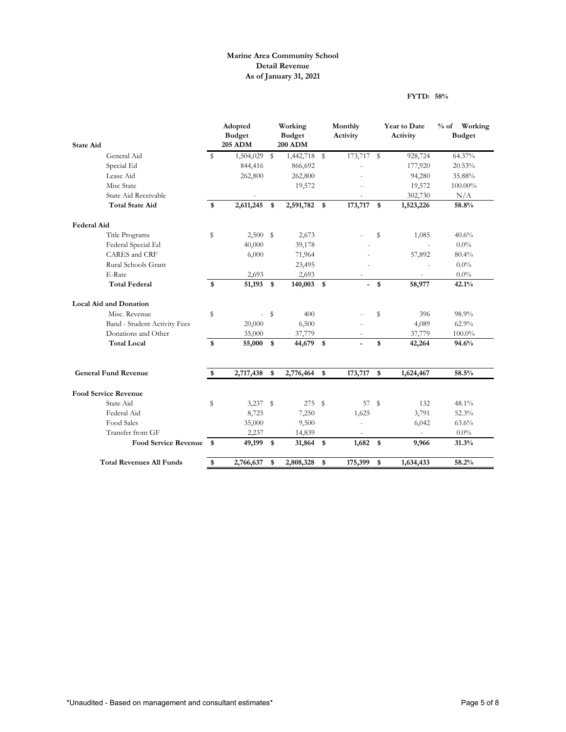**Marine Area Community School**
**Detail Revenue**
**As of January 31, 2021**

**FYTD: 58%**

| | Adopted Budget 205 ADM | Working Budget 200 ADM | Monthly Activity | Year to Date Activity | % of Working Budget |
|---|---|---|---|---|---|
| **State Aid** | | | | | |
| General Aid | $ 1,504,029 | $ 1,442,718 | $ 173,717 | $ 928,724 | 64.37% |
| Special Ed | 844,416 | 866,692 | - | 177,920 | 20.53% |
| Lease Aid | 262,800 | 262,800 | - | 94,280 | 35.88% |
| Misc State | | 19,572 | - | 19,572 | 100.00% |
| State Aid Receivable | - | | - | 302,730 | N/A |
| **Total State Aid** | **$ 2,611,245** | **$ 2,591,782** | **$ 173,717** | **$ 1,523,226** | **58.8%** |
| **Federal Aid** | | | | | |
| Title Programs | $ 2,500 | $ 2,673 | - | $ 1,085 | 40.6% |
| Federal Special Ed | 40,000 | 39,178 | - | - | 0.0% |
| CARES and CRF | 6,000 | 71,964 | - | 57,892 | 80.4% |
| Rural Schools Grant | | 23,495 | - | - | 0.0% |
| E-Rate | 2,693 | 2,693 | - | - | 0.0% |
| **Total Federal** | **$ 51,193** | **$ 140,003** | **$ -** | **$ 58,977** | **42.1%** |
| **Local Aid and Donation** | | | | | |
| Misc. Revenue | $ - | $ 400 | - | $ 396 | 98.9% |
| Band - Student Activity Fees | 20,000 | 6,500 | - | 4,089 | 62.9% |
| Donations and Other | 35,000 | 37,779 | - | 37,779 | 100.0% |
| **Total Local** | **$ 55,000** | **$ 44,679** | **$ -** | **$ 42,264** | **94.6%** |
| **General Fund Revenue** | **$ 2,717,438** | **$ 2,776,464** | **$ 173,717** | **$ 1,624,467** | **58.5%** |
| **Food Service Revenue** | | | | | |
| State Aid | $ 3,237 | $ 275 | $ 57 | $ 132 | 48.1% |
| Federal Aid | 8,725 | 7,250 | 1,625 | 3,791 | 52.3% |
| Food Sales | 35,000 | 9,500 | - | 6,042 | 63.6% |
| Transfer from GF | 2,237 | 14,839 | - | - | 0.0% |
| **Food Service Revenue** | **$ 49,199** | **$ 31,864** | **$ 1,682** | **$ 9,966** | **31.3%** |
| **Total Revenues All Funds** | **$ 2,766,637** | **$ 2,808,328** | **$ 175,399** | **$ 1,634,433** | **58.2%** |

*Unaudited - Based on management and consultant estimates*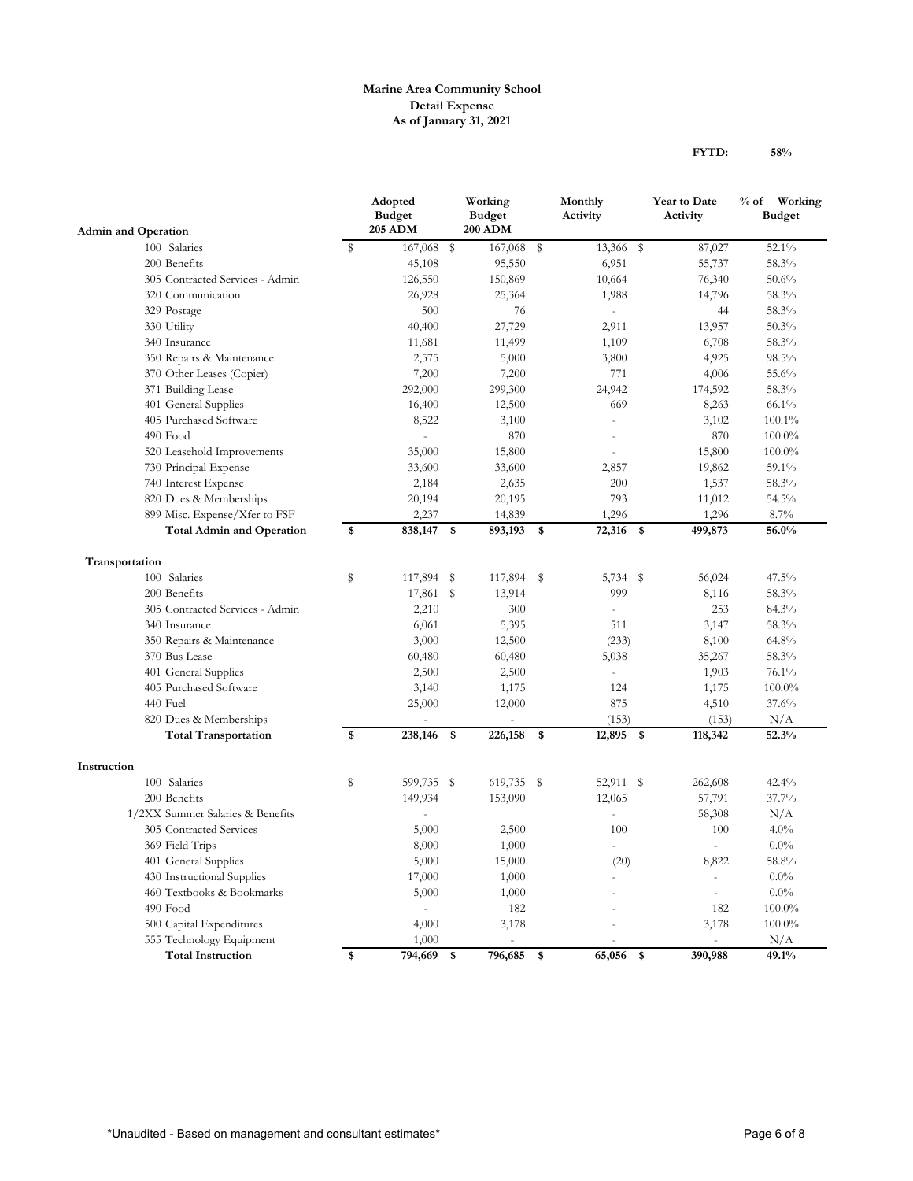**Marine Area Community School**
**Detail Expense**
**As of January 31, 2021**

**FYTD: 58%**

| Admin and Operation | Adopted Budget 205 ADM | Working Budget 200 ADM | Monthly Activity | Year to Date Activity | % of Working Budget |
|---|---|---|---|---|---|
| 100 Salaries | $ 167,068 | $ 167,068 | $ 13,366 | $ 87,027 | 52.1% |
| 200 Benefits | 45,108 | 95,550 | 6,951 | 55,737 | 58.3% |
| 305 Contracted Services - Admin | 126,550 | 150,869 | 10,664 | 76,340 | 50.6% |
| 320 Communication | 26,928 | 25,364 | 1,988 | 14,796 | 58.3% |
| 329 Postage | 500 | 76 | - | 44 | 58.3% |
| 330 Utility | 40,400 | 27,729 | 2,911 | 13,957 | 50.3% |
| 340 Insurance | 11,681 | 11,499 | 1,109 | 6,708 | 58.3% |
| 350 Repairs & Maintenance | 2,575 | 5,000 | 3,800 | 4,925 | 98.5% |
| 370 Other Leases (Copier) | 7,200 | 7,200 | 771 | 4,006 | 55.6% |
| 371 Building Lease | 292,000 | 299,300 | 24,942 | 174,592 | 58.3% |
| 401 General Supplies | 16,400 | 12,500 | 669 | 8,263 | 66.1% |
| 405 Purchased Software | 8,522 | 3,100 | - | 3,102 | 100.1% |
| 490 Food | - | 870 | - | 870 | 100.0% |
| 520 Leasehold Improvements | 35,000 | 15,800 | - | 15,800 | 100.0% |
| 730 Principal Expense | 33,600 | 33,600 | 2,857 | 19,862 | 59.1% |
| 740 Interest Expense | 2,184 | 2,635 | 200 | 1,537 | 58.3% |
| 820 Dues & Memberships | 20,194 | 20,195 | 793 | 11,012 | 54.5% |
| 899 Misc. Expense/Xfer to FSF | 2,237 | 14,839 | 1,296 | 1,296 | 8.7% |
| **Total Admin and Operation** | **$ 838,147** | **$ 893,193** | **$ 72,316** | **$ 499,873** | **56.0%** |

| Transportation | Adopted Budget 205 ADM | Working Budget 200 ADM | Monthly Activity | Year to Date Activity | % of Working Budget |
|---|---|---|---|---|---|
| 100 Salaries | $ 117,894 | $ 117,894 | $ 5,734 | $ 56,024 | 47.5% |
| 200 Benefits | 17,861 | $ 13,914 | 999 | 8,116 | 58.3% |
| 305 Contracted Services - Admin | 2,210 | 300 | - | 253 | 84.3% |
| 340 Insurance | 6,061 | 5,395 | 511 | 3,147 | 58.3% |
| 350 Repairs & Maintenance | 3,000 | 12,500 | (233) | 8,100 | 64.8% |
| 370 Bus Lease | 60,480 | 60,480 | 5,038 | 35,267 | 58.3% |
| 401 General Supplies | 2,500 | 2,500 | - | 1,903 | 76.1% |
| 405 Purchased Software | 3,140 | 1,175 | 124 | 1,175 | 100.0% |
| 440 Fuel | 25,000 | 12,000 | 875 | 4,510 | 37.6% |
| 820 Dues & Memberships | - | - | (153) | (153) | N/A |
| **Total Transportation** | **$ 238,146** | **$ 226,158** | **$ 12,895** | **$ 118,342** | **52.3%** |

| Instruction | Adopted Budget 205 ADM | Working Budget 200 ADM | Monthly Activity | Year to Date Activity | % of Working Budget |
|---|---|---|---|---|---|
| 100 Salaries | $ 599,735 | $ 619,735 | $ 52,911 | $ 262,608 | 42.4% |
| 200 Benefits | 149,934 | 153,090 | 12,065 | 57,791 | 37.7% |
| 1/2XX Summer Salaries & Benefits | - | | - | 58,308 | N/A |
| 305 Contracted Services | 5,000 | 2,500 | 100 | 100 | 4.0% |
| 369 Field Trips | 8,000 | 1,000 | - | - | 0.0% |
| 401 General Supplies | 5,000 | 15,000 | (20) | 8,822 | 58.8% |
| 430 Instructional Supplies | 17,000 | 1,000 | - | - | 0.0% |
| 460 Textbooks & Bookmarks | 5,000 | 1,000 | - | - | 0.0% |
| 490 Food | - | 182 | - | 182 | 100.0% |
| 500 Capital Expenditures | 4,000 | 3,178 | - | 3,178 | 100.0% |
| 555 Technology Equipment | 1,000 | - | - | - | N/A |
| **Total Instruction** | **$ 794,669** | **$ 796,685** | **$ 65,056** | **$ 390,988** | **49.1%** |

*Unaudited - Based on management and consultant estimates*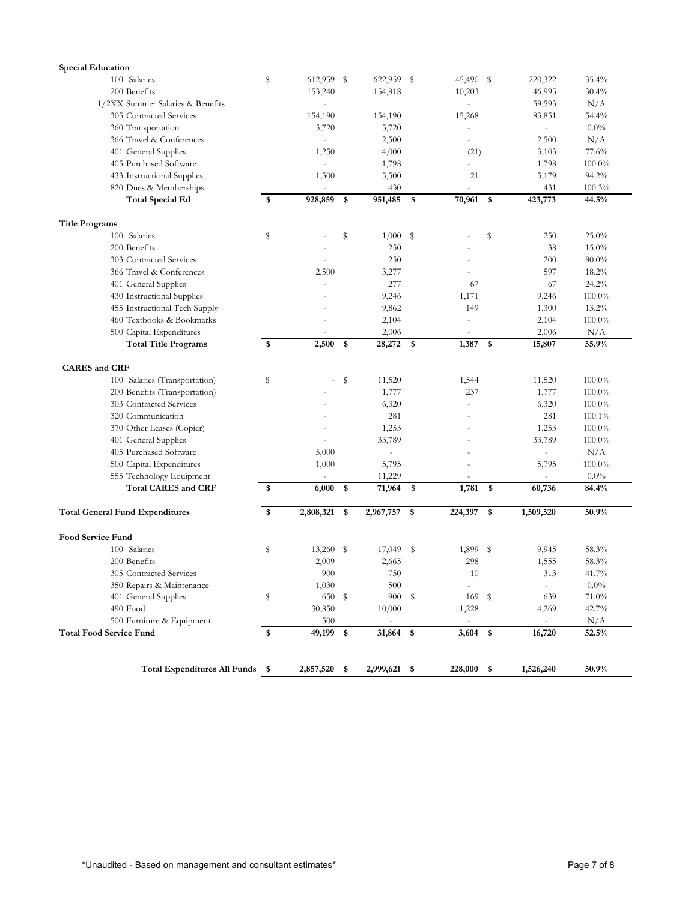| | | | | | |
|---|---|---|---|---|---|
| **Special Education** | | | | | |
| 100 Salaries | $ 612,959 | $ 622,959 | $ 45,490 | $ 220,322 | 35.4% |
| 200 Benefits | 153,240 | 154,818 | 10,203 | 46,995 | 30.4% |
| 1/2XX Summer Salaries & Benefits | - | | - | 59,593 | N/A |
| 305 Contracted Services | 154,190 | 154,190 | 15,268 | 83,851 | 54.4% |
| 360 Transportation | 5,720 | 5,720 | - | - | 0.0% |
| 366 Travel & Conferences | - | 2,500 | - | 2,500 | N/A |
| 401 General Supplies | 1,250 | 4,000 | (21) | 3,103 | 77.6% |
| 405 Purchased Software | - | 1,798 | - | 1,798 | 100.0% |
| 433 Instructional Supplies | 1,500 | 5,500 | 21 | 5,179 | 94.2% |
| 820 Dues & Memberships | - | 430 | - | 431 | 100.3% |
| **Total Special Ed** | **$ 928,859** | **$ 951,485** | **$ 70,961** | **$ 423,773** | **44.5%** |
| | | | | | |
| **Title Programs** | | | | | |
| 100 Salaries | $ - | $ 1,000 | $ - | $ 250 | 25.0% |
| 200 Benefits | - | 250 | - | 38 | 15.0% |
| 303 Contracted Services | - | 250 | - | 200 | 80.0% |
| 366 Travel & Conferences | 2,500 | 3,277 | - | 597 | 18.2% |
| 401 General Supplies | - | 277 | 67 | 67 | 24.2% |
| 430 Instructional Supplies | - | 9,246 | 1,171 | 9,246 | 100.0% |
| 455 Instructional Tech Supply | - | 9,862 | 149 | 1,300 | 13.2% |
| 460 Textbooks & Bookmarks | - | 2,104 | - | 2,104 | 100.0% |
| 500 Capital Expenditures | - | 2,006 | - | 2,006 | N/A |
| **Total Title Programs** | **$ 2,500** | **$ 28,272** | **$ 1,387** | **$ 15,807** | **55.9%** |
| | | | | | |
| **CARES and CRF** | | | | | |
| 100 Salaries (Transportation) | $ - | $ 11,520 | 1,544 | 11,520 | 100.0% |
| 200 Benefits (Transportation) | - | 1,777 | 237 | 1,777 | 100.0% |
| 303 Contracted Services | - | 6,320 | - | 6,320 | 100.0% |
| 320 Communication | - | 281 | - | 281 | 100.1% |
| 370 Other Leases (Copier) | - | 1,253 | - | 1,253 | 100.0% |
| 401 General Supplies | - | 33,789 | - | 33,789 | 100.0% |
| 405 Purchased Software | 5,000 | - | - | - | N/A |
| 500 Capital Expenditures | 1,000 | 5,795 | - | 5,795 | 100.0% |
| 555 Technology Equipment | - | 11,229 | - | - | 0.0% |
| **Total CARES and CRF** | **$ 6,000** | **$ 71,964** | **$ 1,781** | **$ 60,736** | **84.4%** |
| | | | | | |
| **Total General Fund Expenditures** | **$ 2,808,321** | **$ 2,967,757** | **$ 224,397** | **$ 1,509,520** | **50.9%** |
| | | | | | |
| **Food Service Fund** | | | | | |
| 100 Salaries | $ 13,260 | $ 17,049 | $ 1,899 | $ 9,945 | 58.3% |
| 200 Benefits | 2,009 | 2,665 | 298 | 1,555 | 58.3% |
| 305 Contracted Services | 900 | 750 | 10 | 313 | 41.7% |
| 350 Repairs & Maintenance | 1,030 | 500 | - | - | 0.0% |
| 401 General Supplies | $ 650 | $ 900 | $ 169 | $ 639 | 71.0% |
| 490 Food | 30,850 | 10,000 | 1,228 | 4,269 | 42.7% |
| 500 Furniture & Equipment | 500 | - | - | - | N/A |
| **Total Food Service Fund** | **$ 49,199** | **$ 31,864** | **$ 3,604** | **$ 16,720** | **52.5%** |
| | | | | | |
| **Total Expenditures All Funds** | **$ 2,857,520** | **$ 2,999,621** | **$ 228,000** | **$ 1,526,240** | **50.9%** |

*Unaudited - Based on management and consultant estimates*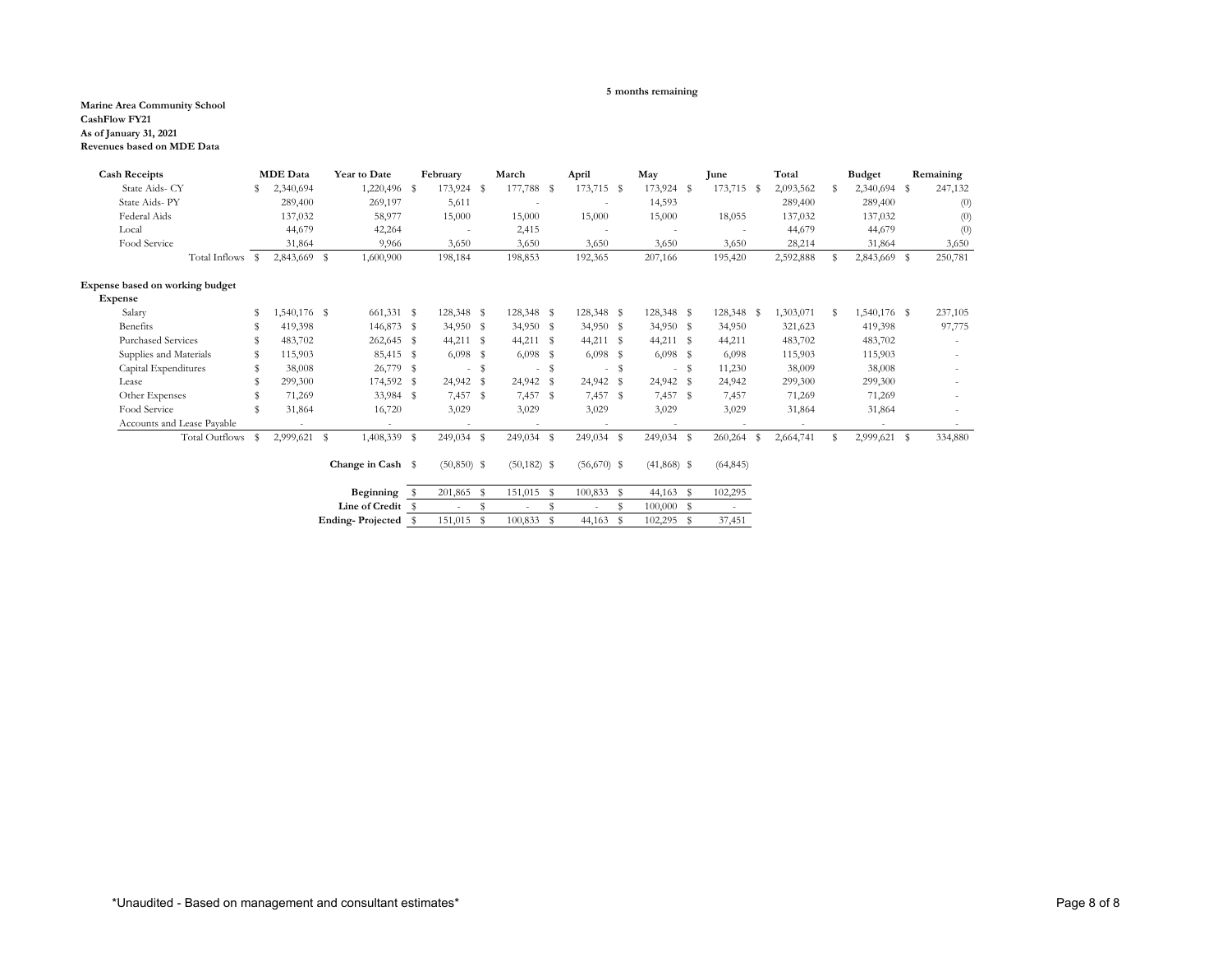5 months remaining

**Marine Area Community School**
**CashFlow FY21**
**As of January 31, 2021**
**Revenues based on MDE Data**

| Cash Receipts | MDE Data | Year to Date | February | March | April | May | June | Total | Budget | Remaining |
|---|---|---|---|---|---|---|---|---|---|---|
| State Aids- CY | $ 2,340,694 | 1,220,496 | $ 173,924 | $ 177,788 | $ 173,715 | $ 173,924 | $ 173,715 | $ 2,093,562 | $ 2,340,694 | $ 247,132 |
| State Aids- PY | 289,400 | 269,197 | 5,611 | - | - | 14,593 | | 289,400 | 289,400 | (0) |
| Federal Aids | 137,032 | 58,977 | 15,000 | 15,000 | 15,000 | 15,000 | 18,055 | 137,032 | 137,032 | (0) |
| Local | 44,679 | 42,264 | - | 2,415 | - | - | - | 44,679 | 44,679 | (0) |
| Food Service | 31,864 | 9,966 | 3,650 | 3,650 | 3,650 | 3,650 | 3,650 | 28,214 | 31,864 | 3,650 |
| Total Inflows | $ 2,843,669 | $ 1,600,900 | 198,184 | 198,853 | 192,365 | 207,166 | 195,420 | 2,592,888 | $ 2,843,669 | $ 250,781 |
| **Expense based on working budget** | | | | | | | | | | |
| **Expense** | | | | | | | | | | |
| Salary | $ 1,540,176 | $ 661,331 | $ 128,348 | $ 128,348 | $ 128,348 | $ 128,348 | $ 128,348 | $ 1,303,071 | $ 1,540,176 | $ 237,105 |
| Benefits | $ 419,398 | $ 146,873 | $ 34,950 | $ 34,950 | $ 34,950 | $ 34,950 | $ 34,950 | 321,623 | 419,398 | 97,775 |
| Purchased Services | $ 483,702 | $ 262,645 | $ 44,211 | $ 44,211 | $ 44,211 | $ 44,211 | $ 44,211 | 483,702 | 483,702 | - |
| Supplies and Materials | $ 115,903 | $ 85,415 | $ 6,098 | $ 6,098 | $ 6,098 | $ 6,098 | $ 6,098 | 115,903 | 115,903 | - |
| Capital Expenditures | $ 38,008 | $ 26,779 | $ - | $ - | $ - | $ - | $ 11,230 | 38,009 | 38,008 | - |
| Lease | $ 299,300 | $ 174,592 | $ 24,942 | $ 24,942 | $ 24,942 | $ 24,942 | $ 24,942 | 299,300 | 299,300 | - |
| Other Expenses | $ 71,269 | $ 33,984 | $ 7,457 | $ 7,457 | $ 7,457 | $ 7,457 | $ 7,457 | 71,269 | 71,269 | - |
| Food Service | $ 31,864 | 16,720 | 3,029 | 3,029 | 3,029 | 3,029 | 3,029 | 31,864 | 31,864 | - |
| Accounts and Lease Payable | - | - | - | - | - | - | - | - | - | - |
| Total Outflows | $ 2,999,621 | $ 1,408,339 | $ 249,034 | $ 249,034 | $ 249,034 | $ 249,034 | $ 260,264 | $ 2,664,741 | $ 2,999,621 | $ 334,880 |
| | | **Change in Cash** | $ (50,850) | $ (50,182) | $ (56,670) | $ (41,868) | $ (64,845) | | | |
| | | **Beginning** | $ 201,865 | $ 151,015 | $ 100,833 | $ 44,163 | $ 102,295 | | | |
| | | **Line of Credit** | $ - | $ - | $ - | $ 100,000 | $ - | | | |
| | | **Ending- Projected** | $ 151,015 | $ 100,833 | $ 44,163 | $ 102,295 | $ 37,451 | | | |

\*Unaudited - Based on management and consultant estimates\*